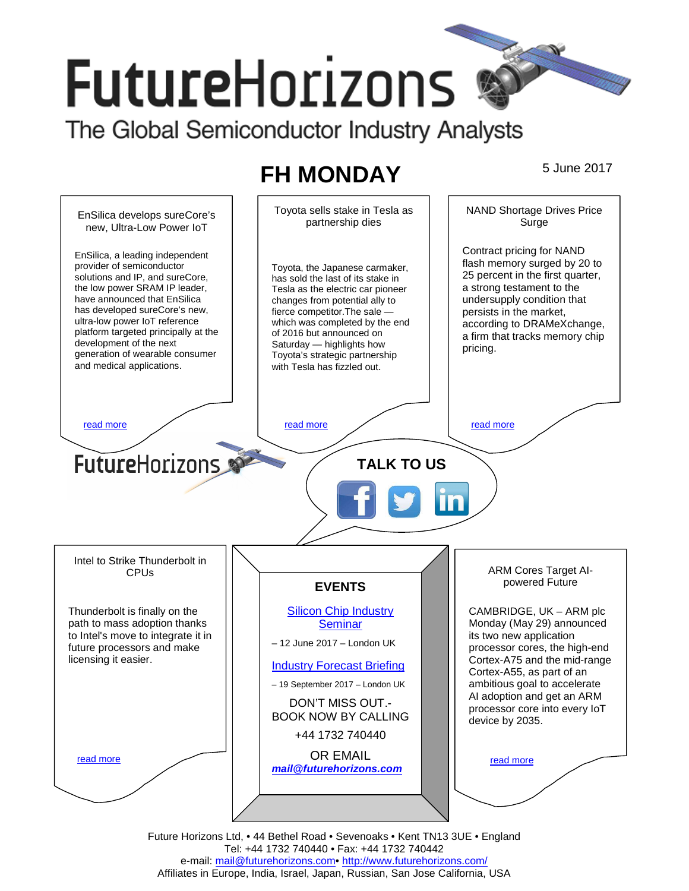# FutureHorizons

The Global Semiconductor Industry Analysts

## FH MONDAY

5 June 2017

### EnSilica develops sureCore's new, Ultra-Low Power IoT

EnSilica, a leading independent provider of semiconductor solutions and IP, and sureCore, the low power SRAM IP leader, have announced that EnSilica has developed sureCore's new, ultra-low power IoT reference platform targeted principally at the development of the next generation of wearable consumer and medical applications.

[read more]

### Toyota sells stake in Tesla as partnership dies

Toyota, the Japanese carmaker, has sold the last of its stake in Tesla as the electric car pioneer changes from potential ally to fierce competitor.The sale — which was completed by the end of 2016 but announced on Saturday — highlights how Toyota's strategic partnership with Tesla has fizzled out.

[read more]

### NAND Shortage Drives Price Surge

Contract pricing for NAND flash memory surged by 20 to 25 percent in the first quarter, a strong testament to the undersupply condition that persists in the market, according to DRAMeXchange, a firm that tracks memory chip pricing.

[read more]

FutureHorizons

**TALK TO US**

### Intel to Strike Thunderbolt in CPUs

Thunderbolt is finally on the path to mass adoption thanks to Intel's move to integrate it in future processors and make licensing it easier.

[read more]

### EVENTS

[Silicon Chip Industry Seminar]

– 12 June 2017 – London UK

[Industry Forecast Briefing]

– 19 September 2017 – London UK

DON'T MISS OUT.- BOOK NOW BY CALLING

+44 1732 740440

OR EMAIL

***mail@futurehorizons.com***

### ARM Cores Target AI-powered Future

CAMBRIDGE, UK – ARM plc Monday (May 29) announced its two new application processor cores, the high-end Cortex-A75 and the mid-range Cortex-A55, as part of an ambitious goal to accelerate AI adoption and get an ARM processor core into every IoT device by 2035.

[read more]

Future Horizons Ltd, • 44 Bethel Road • Sevenoaks • Kent TN13 3UE • England
Tel: +44 1732 740440 • Fax: +44 1732 740442
e-mail: mail@futurehorizons.com• http://www.futurehorizons.com/
Affiliates in Europe, India, Israel, Japan, Russian, San Jose California, USA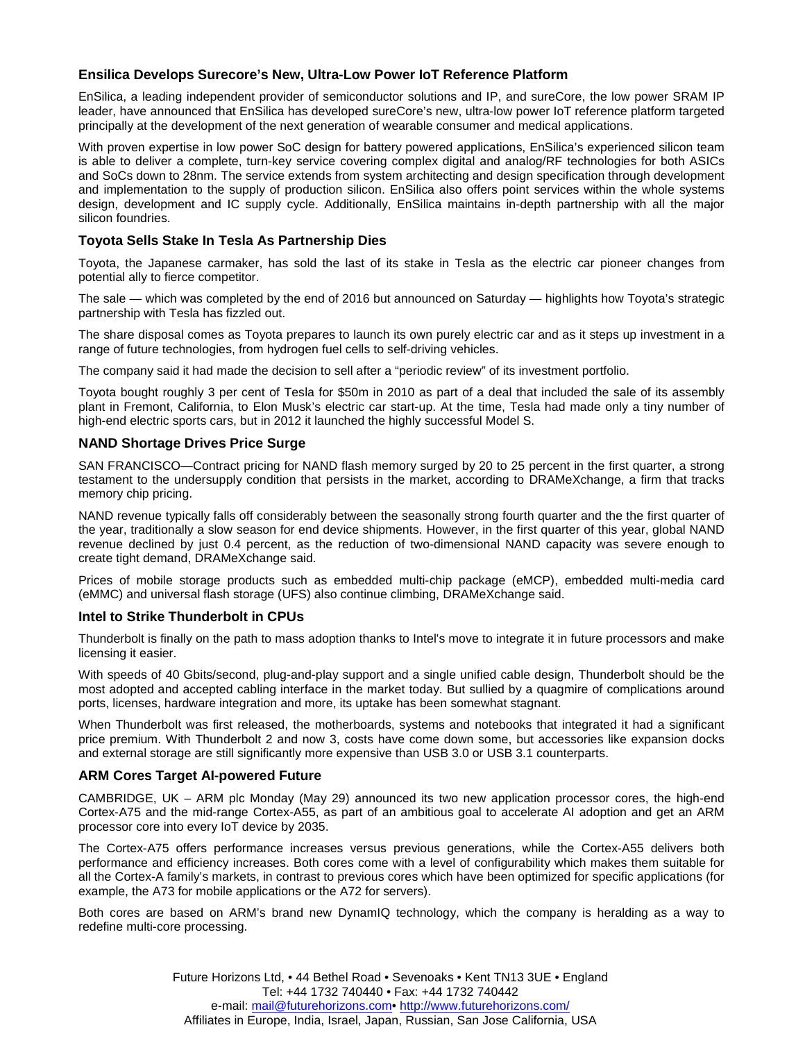### Ensilica Develops Surecore's New, Ultra-Low Power IoT Reference Platform

EnSilica, a leading independent provider of semiconductor solutions and IP, and sureCore, the low power SRAM IP leader, have announced that EnSilica has developed sureCore's new, ultra-low power IoT reference platform targeted principally at the development of the next generation of wearable consumer and medical applications.

With proven expertise in low power SoC design for battery powered applications, EnSilica's experienced silicon team is able to deliver a complete, turn-key service covering complex digital and analog/RF technologies for both ASICs and SoCs down to 28nm. The service extends from system architecting and design specification through development and implementation to the supply of production silicon. EnSilica also offers point services within the whole systems design, development and IC supply cycle. Additionally, EnSilica maintains in-depth partnership with all the major silicon foundries.

### Toyota Sells Stake In Tesla As Partnership Dies

Toyota, the Japanese carmaker, has sold the last of its stake in Tesla as the electric car pioneer changes from potential ally to fierce competitor.

The sale — which was completed by the end of 2016 but announced on Saturday — highlights how Toyota's strategic partnership with Tesla has fizzled out.

The share disposal comes as Toyota prepares to launch its own purely electric car and as it steps up investment in a range of future technologies, from hydrogen fuel cells to self-driving vehicles.

The company said it had made the decision to sell after a "periodic review" of its investment portfolio.

Toyota bought roughly 3 per cent of Tesla for $50m in 2010 as part of a deal that included the sale of its assembly plant in Fremont, California, to Elon Musk's electric car start-up. At the time, Tesla had made only a tiny number of high-end electric sports cars, but in 2012 it launched the highly successful Model S.

### NAND Shortage Drives Price Surge

SAN FRANCISCO—Contract pricing for NAND flash memory surged by 20 to 25 percent in the first quarter, a strong testament to the undersupply condition that persists in the market, according to DRAMeXchange, a firm that tracks memory chip pricing.

NAND revenue typically falls off considerably between the seasonally strong fourth quarter and the the first quarter of the year, traditionally a slow season for end device shipments. However, in the first quarter of this year, global NAND revenue declined by just 0.4 percent, as the reduction of two-dimensional NAND capacity was severe enough to create tight demand, DRAMeXchange said.

Prices of mobile storage products such as embedded multi-chip package (eMCP), embedded multi-media card (eMMC) and universal flash storage (UFS) also continue climbing, DRAMeXchange said.

### Intel to Strike Thunderbolt in CPUs

Thunderbolt is finally on the path to mass adoption thanks to Intel's move to integrate it in future processors and make licensing it easier.

With speeds of 40 Gbits/second, plug-and-play support and a single unified cable design, Thunderbolt should be the most adopted and accepted cabling interface in the market today. But sullied by a quagmire of complications around ports, licenses, hardware integration and more, its uptake has been somewhat stagnant.

When Thunderbolt was first released, the motherboards, systems and notebooks that integrated it had a significant price premium. With Thunderbolt 2 and now 3, costs have come down some, but accessories like expansion docks and external storage are still significantly more expensive than USB 3.0 or USB 3.1 counterparts.

### ARM Cores Target AI-powered Future

CAMBRIDGE, UK – ARM plc Monday (May 29) announced its two new application processor cores, the high-end Cortex-A75 and the mid-range Cortex-A55, as part of an ambitious goal to accelerate AI adoption and get an ARM processor core into every IoT device by 2035.

The Cortex-A75 offers performance increases versus previous generations, while the Cortex-A55 delivers both performance and efficiency increases. Both cores come with a level of configurability which makes them suitable for all the Cortex-A family's markets, in contrast to previous cores which have been optimized for specific applications (for example, the A73 for mobile applications or the A72 for servers).

Both cores are based on ARM's brand new DynamIQ technology, which the company is heralding as a way to redefine multi-core processing.

Future Horizons Ltd, • 44 Bethel Road • Sevenoaks • Kent TN13 3UE • England
Tel: +44 1732 740440 • Fax: +44 1732 740442
e-mail: mail@futurehorizons.com• http://www.futurehorizons.com/
Affiliates in Europe, India, Israel, Japan, Russian, San Jose California, USA